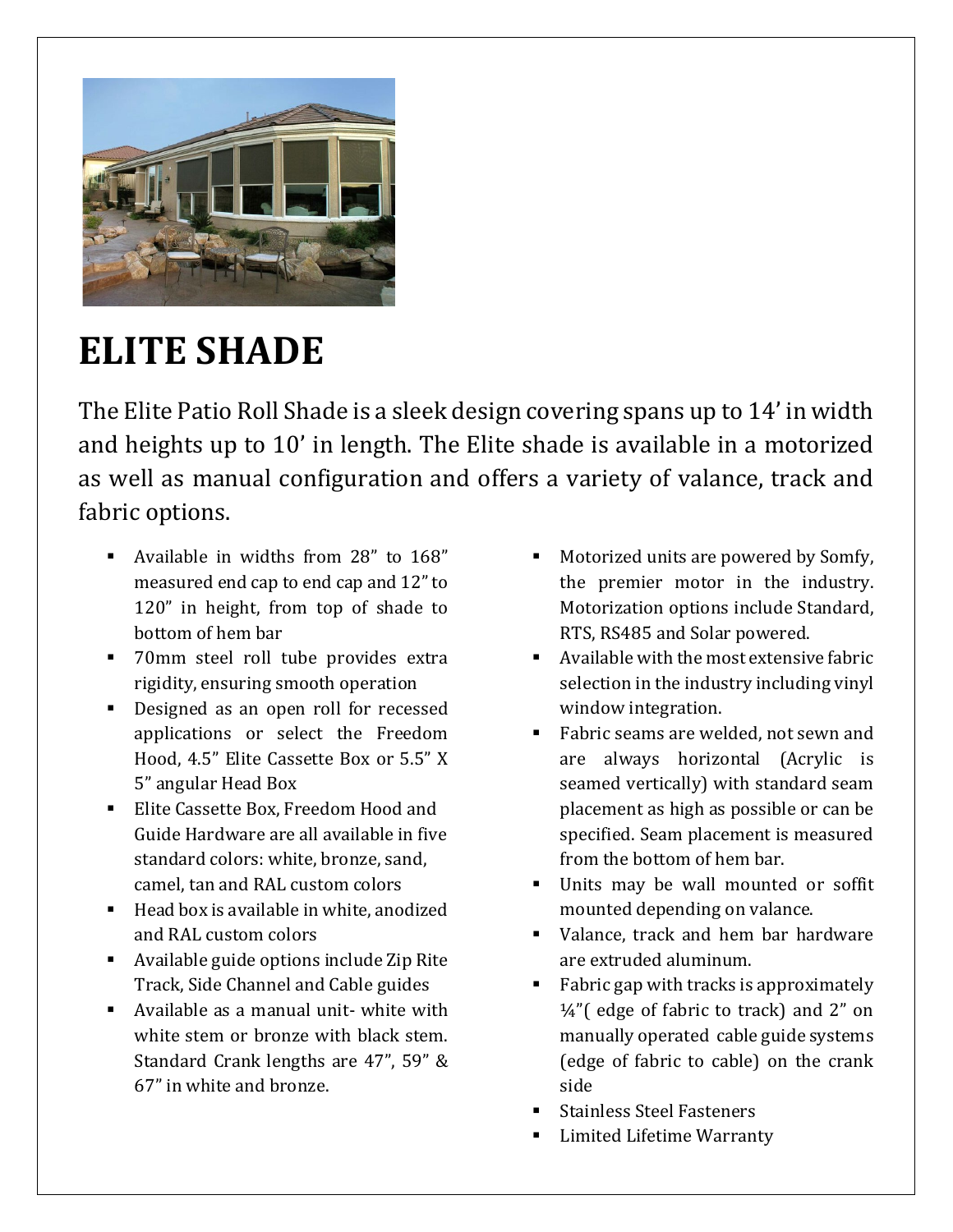# ELITE SHADE

The Elite Patio Roll Shade is a sleek design covering spans up to 14' in width and heights up to 10' in length. The Elite shade is available in a motorized as well as manual configuration and offers a variety of valance, track and fabric options.

- Available in widths from 28" to 168" measured end cap to end cap and 12" to 120" in height, from top of shade to bottom of hem bar
- 70mm steel roll tube provides extra rigidity, ensuring smooth operation
- Designed as an open roll for recessed applications or select the Freedom Hood, 4.5" Elite Cassette Box or 5.5" X 5" angular Head Box
- Elite Cassette Box, Freedom Hood and Guide Hardware are all available in five standard colors: white, bronze, sand, camel, tan and RAL custom colors
- Head box is available in white, anodized and RAL custom colors
- Available guide options include Zip Rite Track, Side Channel and Cable guides
- Available as a manual unit- white with white stem or bronze with black stem. Standard Crank lengths are 47", 59" & 67" in white and bronze.
- Motorized units are powered by Somfy, the premier motor in the industry. Motorization options include Standard, RTS, RS485 and Solar powered.
- Available with the most extensive fabric selection in the industry including vinyl window integration.
- Fabric seams are welded, not sewn and are always horizontal (Acrylic is seamed vertically) with standard seam placement as high as possible or can be specified. Seam placement is measured from the bottom of hem bar.
- Units may be wall mounted or soffit mounted depending on valance.
- Valance, track and hem bar hardware are extruded aluminum.
- Fabric gap with tracks is approximately ¼"( edge of fabric to track) and 2" on manually operated cable guide systems (edge of fabric to cable) on the crank side
- Stainless Steel Fasteners
- Limited Lifetime Warranty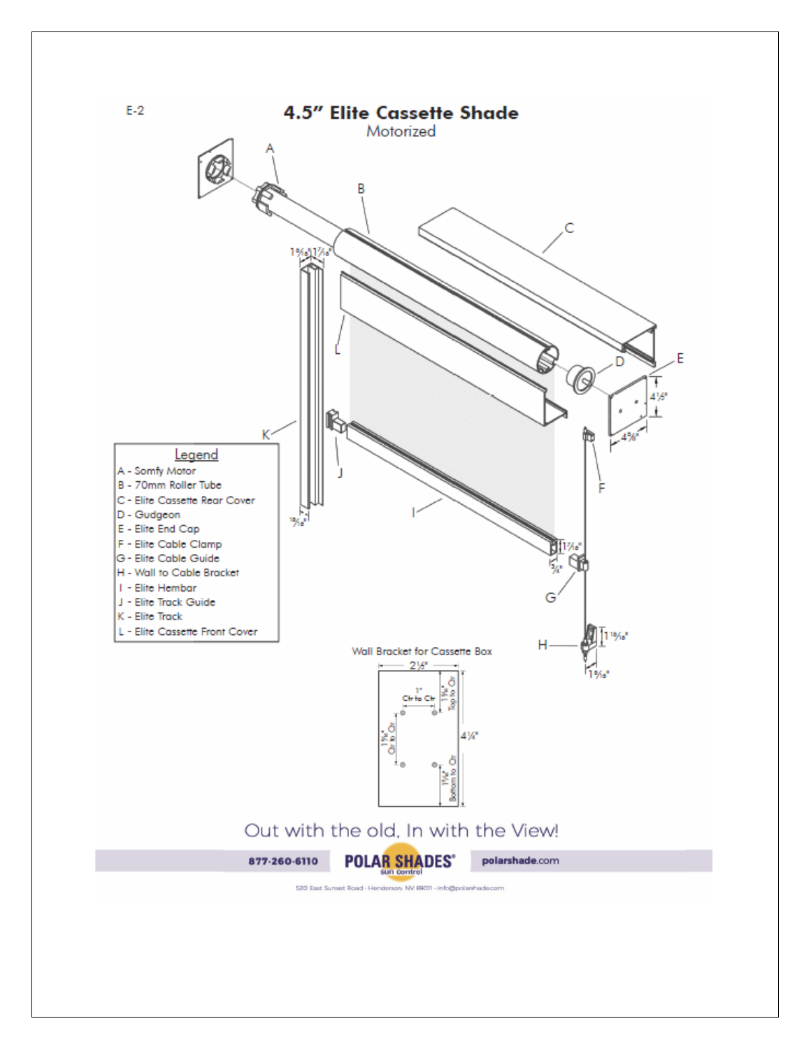E-2

# 4.5" Elite Cassette Shade

Motorized

A

B

C

D

E

4½"

4⅝"

F

G

H

1¹⁵⁄₁₆"

1⅝"

I

1⁷⁄₁₆"

¾"

J

K

L

1⁵⁄₁₆" 1⁷⁄₁₆"

¹⁵⁄₁₆"

## Legend

- A - Somfy Motor
- B - 70mm Roller Tube
- C - Elite Cassette Rear Cover
- D - Gudgeon
- E - Elite End Cap
- F - Elite Cable Clamp
- G - Elite Cable Guide
- H - Wall to Cable Bracket
- I - Elite Hembar
- J - Elite Track Guide
- K - Elite Track
- L - Elite Cassette Front Cover

Wall Bracket for Cassette Box

2⅛"

1" Ctr to Ctr

1⅜" Top to Ctr

1¾" Ctr to Ctr

4¼"

1⅛" Bottom to Ctr

Out with the old, In with the View!

877-260-6110 **POLAR SHADES®** Sun Control polarshade.com

520 East Sunset Road - Henderson, NV 89011 - info@polarshade.com